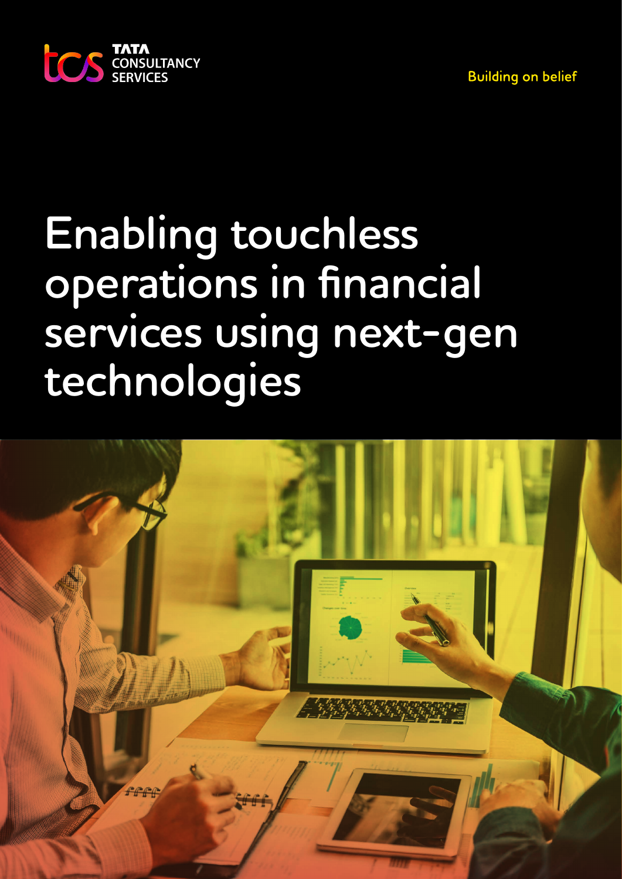TATA CONSULTANCY SERVICES

Building on belief

# Enabling touchless operations in financial services using next-gen technologies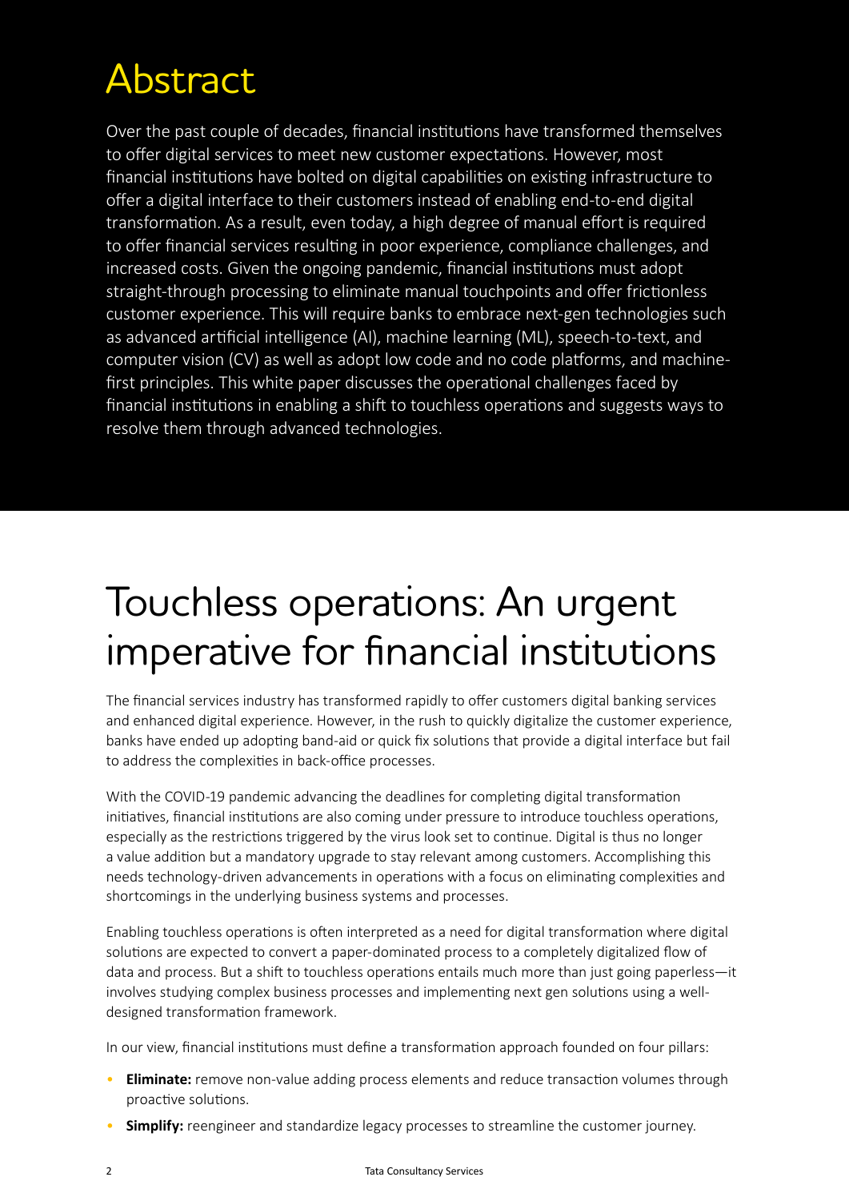# Abstract

Over the past couple of decades, financial institutions have transformed themselves to offer digital services to meet new customer expectations. However, most financial institutions have bolted on digital capabilities on existing infrastructure to offer a digital interface to their customers instead of enabling end-to-end digital transformation. As a result, even today, a high degree of manual effort is required to offer financial services resulting in poor experience, compliance challenges, and increased costs. Given the ongoing pandemic, financial institutions must adopt straight-through processing to eliminate manual touchpoints and offer frictionless customer experience. This will require banks to embrace next-gen technologies such as advanced artificial intelligence (AI), machine learning (ML), speech-to-text, and computer vision (CV) as well as adopt low code and no code platforms, and machine-first principles. This white paper discusses the operational challenges faced by financial institutions in enabling a shift to touchless operations and suggests ways to resolve them through advanced technologies.

# Touchless operations: An urgent imperative for financial institutions

The financial services industry has transformed rapidly to offer customers digital banking services and enhanced digital experience. However, in the rush to quickly digitalize the customer experience, banks have ended up adopting band-aid or quick fix solutions that provide a digital interface but fail to address the complexities in back-office processes.

With the COVID-19 pandemic advancing the deadlines for completing digital transformation initiatives, financial institutions are also coming under pressure to introduce touchless operations, especially as the restrictions triggered by the virus look set to continue. Digital is thus no longer a value addition but a mandatory upgrade to stay relevant among customers. Accomplishing this needs technology-driven advancements in operations with a focus on eliminating complexities and shortcomings in the underlying business systems and processes.

Enabling touchless operations is often interpreted as a need for digital transformation where digital solutions are expected to convert a paper-dominated process to a completely digitalized flow of data and process. But a shift to touchless operations entails much more than just going paperless—it involves studying complex business processes and implementing next gen solutions using a well-designed transformation framework.

In our view, financial institutions must define a transformation approach founded on four pillars:

- **Eliminate:** remove non-value adding process elements and reduce transaction volumes through proactive solutions.
- **Simplify:** reengineer and standardize legacy processes to streamline the customer journey.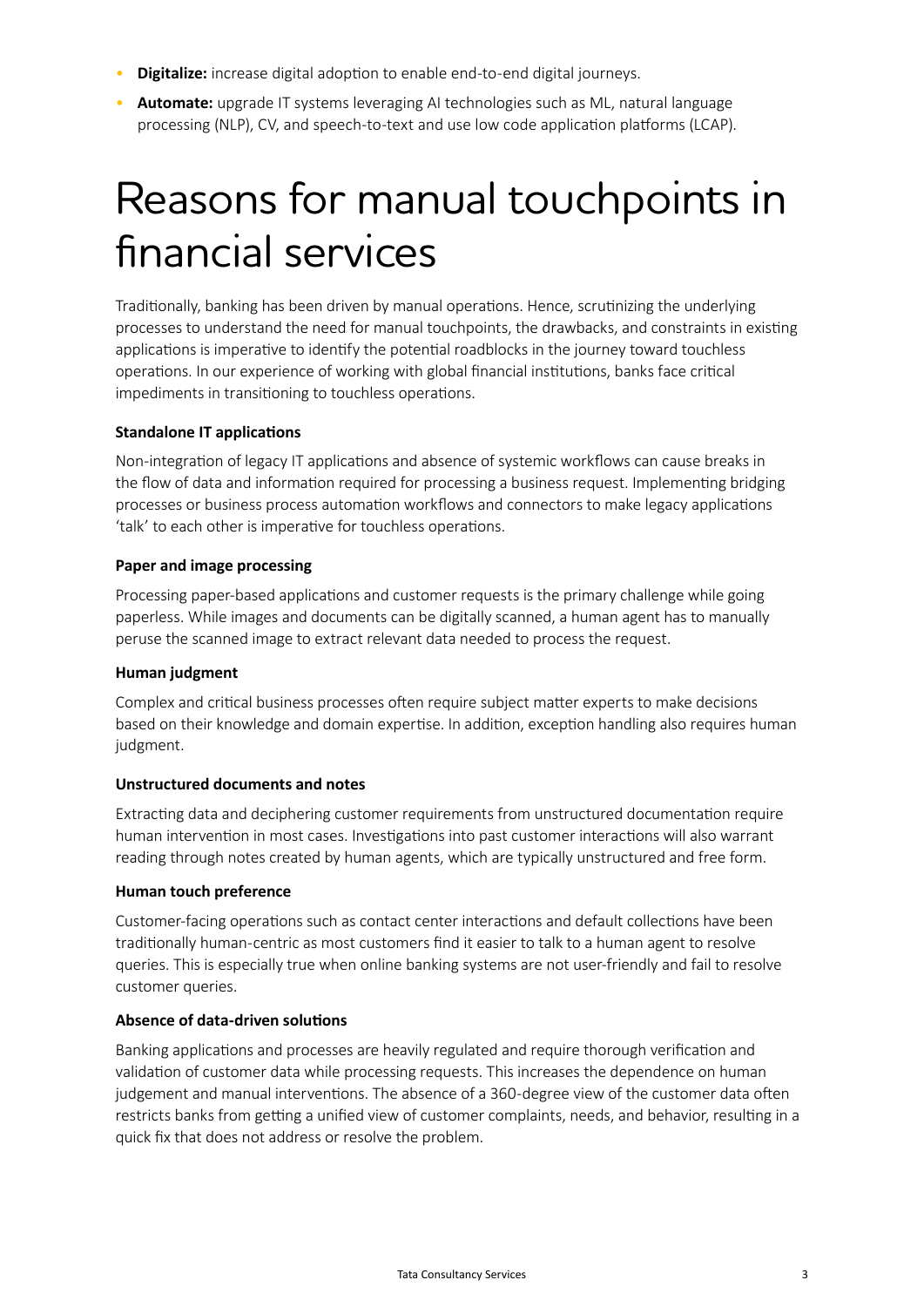- **Digitalize:** increase digital adoption to enable end-to-end digital journeys.
- **Automate:** upgrade IT systems leveraging AI technologies such as ML, natural language processing (NLP), CV, and speech-to-text and use low code application platforms (LCAP).

# Reasons for manual touchpoints in financial services

Traditionally, banking has been driven by manual operations. Hence, scrutinizing the underlying processes to understand the need for manual touchpoints, the drawbacks, and constraints in existing applications is imperative to identify the potential roadblocks in the journey toward touchless operations. In our experience of working with global financial institutions, banks face critical impediments in transitioning to touchless operations.

**Standalone IT applications**

Non-integration of legacy IT applications and absence of systemic workflows can cause breaks in the flow of data and information required for processing a business request. Implementing bridging processes or business process automation workflows and connectors to make legacy applications 'talk' to each other is imperative for touchless operations.

**Paper and image processing**

Processing paper-based applications and customer requests is the primary challenge while going paperless. While images and documents can be digitally scanned, a human agent has to manually peruse the scanned image to extract relevant data needed to process the request.

**Human judgment**

Complex and critical business processes often require subject matter experts to make decisions based on their knowledge and domain expertise. In addition, exception handling also requires human judgment.

**Unstructured documents and notes**

Extracting data and deciphering customer requirements from unstructured documentation require human intervention in most cases. Investigations into past customer interactions will also warrant reading through notes created by human agents, which are typically unstructured and free form.

**Human touch preference**

Customer-facing operations such as contact center interactions and default collections have been traditionally human-centric as most customers find it easier to talk to a human agent to resolve queries. This is especially true when online banking systems are not user-friendly and fail to resolve customer queries.

**Absence of data-driven solutions**

Banking applications and processes are heavily regulated and require thorough verification and validation of customer data while processing requests. This increases the dependence on human judgement and manual interventions. The absence of a 360-degree view of the customer data often restricts banks from getting a unified view of customer complaints, needs, and behavior, resulting in a quick fix that does not address or resolve the problem.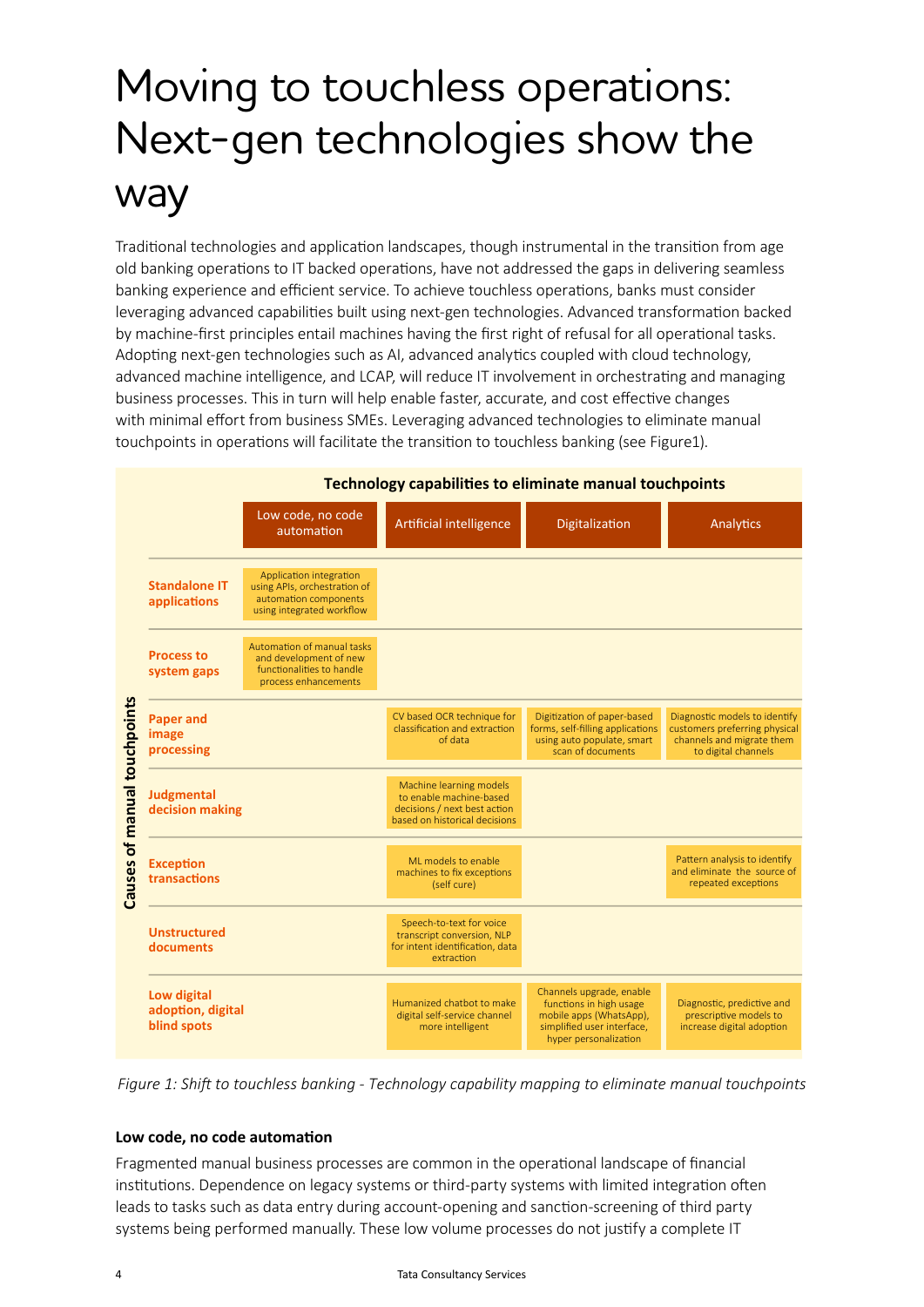# Moving to touchless operations: Next-gen technologies show the way

Traditional technologies and application landscapes, though instrumental in the transition from age old banking operations to IT backed operations, have not addressed the gaps in delivering seamless banking experience and efficient service. To achieve touchless operations, banks must consider leveraging advanced capabilities built using next-gen technologies. Advanced transformation backed by machine-first principles entail machines having the first right of refusal for all operational tasks. Adopting next-gen technologies such as AI, advanced analytics coupled with cloud technology, advanced machine intelligence, and LCAP, will reduce IT involvement in orchestrating and managing business processes. This in turn will help enable faster, accurate, and cost effective changes with minimal effort from business SMEs. Leveraging advanced technologies to eliminate manual touchpoints in operations will facilitate the transition to touchless banking (see Figure1).

**Technology capabilities to eliminate manual touchpoints**

| Causes of manual touchpoints | Low code, no code automation | Artificial intelligence | Digitalization | Analytics |
|---|---|---|---|---|
| Standalone IT applications | Application integration using APIs, orchestration of automation components using integrated workflow | | | |
| Process to system gaps | Automation of manual tasks and development of new functionalities to handle process enhancements | | | |
| Paper and image processing | | CV based OCR technique for classification and extraction of data | Digitization of paper-based forms, self-filling applications using auto populate, smart scan of documents | Diagnostic models to identify customers preferring physical channels and migrate them to digital channels |
| Judgmental decision making | | Machine learning models to enable machine-based decisions / next best action based on historical decisions | | |
| Exception transactions | | ML models to enable machines to fix exceptions (self cure) | | Pattern analysis to identify and eliminate the source of repeated exceptions |
| Unstructured documents | | Speech-to-text for voice transcript conversion, NLP for intent identification, data extraction | | |
| Low digital adoption, digital blind spots | | Humanized chatbot to make digital self-service channel more intelligent | Channels upgrade, enable functions in high usage mobile apps (WhatsApp), simplified user interface, hyper personalization | Diagnostic, predictive and prescriptive models to increase digital adoption |

*Figure 1: Shift to touchless banking - Technology capability mapping to eliminate manual touchpoints*

### Low code, no code automation

Fragmented manual business processes are common in the operational landscape of financial institutions. Dependence on legacy systems or third-party systems with limited integration often leads to tasks such as data entry during account-opening and sanction-screening of third party systems being performed manually. These low volume processes do not justify a complete IT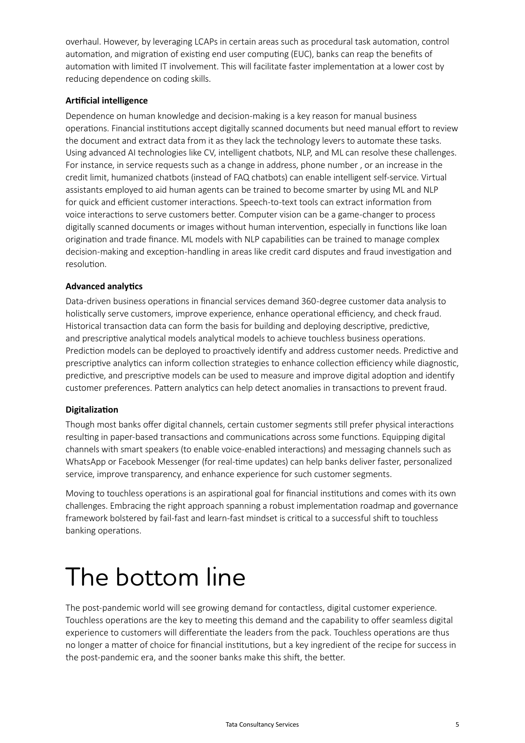overhaul. However, by leveraging LCAPs in certain areas such as procedural task automation, control automation, and migration of existing end user computing (EUC), banks can reap the benefits of automation with limited IT involvement. This will facilitate faster implementation at a lower cost by reducing dependence on coding skills.

**Artificial intelligence**

Dependence on human knowledge and decision-making is a key reason for manual business operations. Financial institutions accept digitally scanned documents but need manual effort to review the document and extract data from it as they lack the technology levers to automate these tasks. Using advanced AI technologies like CV, intelligent chatbots, NLP, and ML can resolve these challenges. For instance, in service requests such as a change in address, phone number , or an increase in the credit limit, humanized chatbots (instead of FAQ chatbots) can enable intelligent self-service. Virtual assistants employed to aid human agents can be trained to become smarter by using ML and NLP for quick and efficient customer interactions. Speech-to-text tools can extract information from voice interactions to serve customers better. Computer vision can be a game-changer to process digitally scanned documents or images without human intervention, especially in functions like loan origination and trade finance. ML models with NLP capabilities can be trained to manage complex decision-making and exception-handling in areas like credit card disputes and fraud investigation and resolution.

**Advanced analytics**

Data-driven business operations in financial services demand 360-degree customer data analysis to holistically serve customers, improve experience, enhance operational efficiency, and check fraud. Historical transaction data can form the basis for building and deploying descriptive, predictive, and prescriptive analytical models analytical models to achieve touchless business operations. Prediction models can be deployed to proactively identify and address customer needs. Predictive and prescriptive analytics can inform collection strategies to enhance collection efficiency while diagnostic, predictive, and prescriptive models can be used to measure and improve digital adoption and identify customer preferences. Pattern analytics can help detect anomalies in transactions to prevent fraud.

**Digitalization**

Though most banks offer digital channels, certain customer segments still prefer physical interactions resulting in paper-based transactions and communications across some functions. Equipping digital channels with smart speakers (to enable voice-enabled interactions) and messaging channels such as WhatsApp or Facebook Messenger (for real-time updates) can help banks deliver faster, personalized service, improve transparency, and enhance experience for such customer segments.

Moving to touchless operations is an aspirational goal for financial institutions and comes with its own challenges. Embracing the right approach spanning a robust implementation roadmap and governance framework bolstered by fail-fast and learn-fast mindset is critical to a successful shift to touchless banking operations.

# The bottom line

The post-pandemic world will see growing demand for contactless, digital customer experience. Touchless operations are the key to meeting this demand and the capability to offer seamless digital experience to customers will differentiate the leaders from the pack. Touchless operations are thus no longer a matter of choice for financial institutions, but a key ingredient of the recipe for success in the post-pandemic era, and the sooner banks make this shift, the better.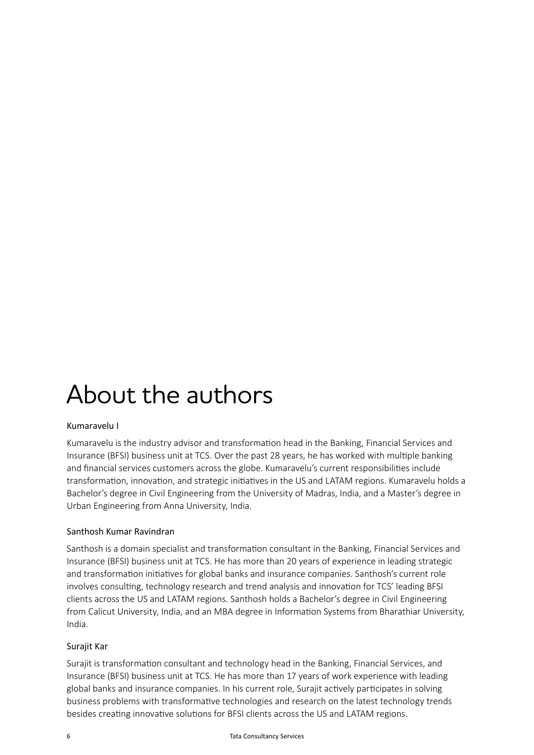# About the authors

### Kumaravelu I

Kumaravelu is the industry advisor and transformation head in the Banking, Financial Services and Insurance (BFSI) business unit at TCS. Over the past 28 years, he has worked with multiple banking and financial services customers across the globe. Kumaravelu's current responsibilities include transformation, innovation, and strategic initiatives in the US and LATAM regions. Kumaravelu holds a Bachelor's degree in Civil Engineering from the University of Madras, India, and a Master's degree in Urban Engineering from Anna University, India.

### Santhosh Kumar Ravindran

Santhosh is a domain specialist and transformation consultant in the Banking, Financial Services and Insurance (BFSI) business unit at TCS. He has more than 20 years of experience in leading strategic and transformation initiatives for global banks and insurance companies. Santhosh's current role involves consulting, technology research and trend analysis and innovation for TCS' leading BFSI clients across the US and LATAM regions. Santhosh holds a Bachelor's degree in Civil Engineering from Calicut University, India, and an MBA degree in Information Systems from Bharathiar University, India.

### Surajit Kar

Surajit is transformation consultant and technology head in the Banking, Financial Services, and Insurance (BFSI) business unit at TCS. He has more than 17 years of work experience with leading global banks and insurance companies. In his current role, Surajit actively participates in solving business problems with transformative technologies and research on the latest technology trends besides creating innovative solutions for BFSI clients across the US and LATAM regions.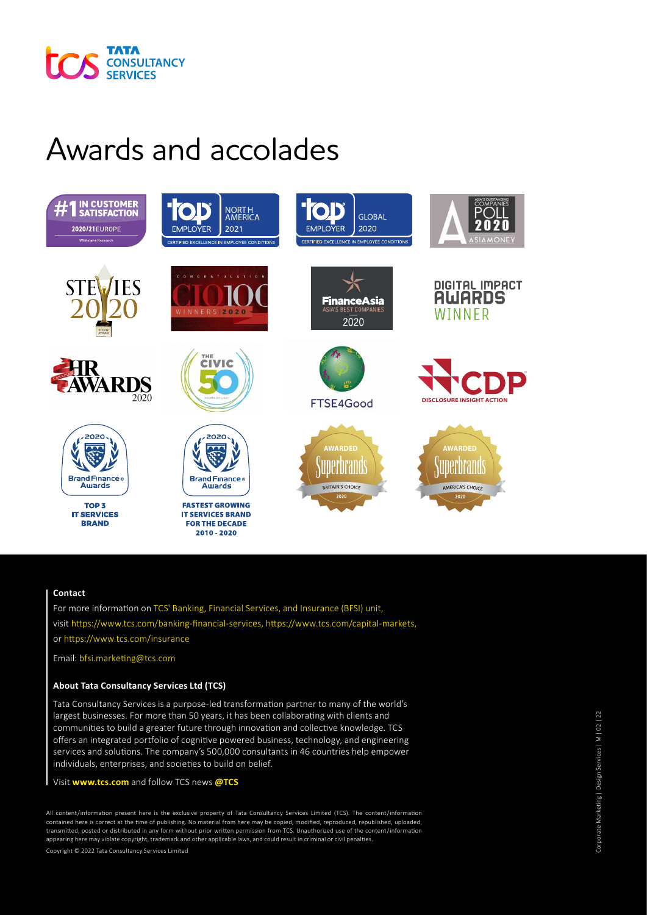# Awards and accolades

#1 IN CUSTOMER SATISFACTION 2020/21 EUROPE Whitelane Research

top EMPLOYER NORTH AMERICA 2021 CERTIFIED EXCELLENCE IN EMPLOYEE CONDITIONS

top EMPLOYER GLOBAL 2020 CERTIFIED EXCELLENCE IN EMPLOYEE CONDITIONS

ASIA'S OUTSTANDING COMPANIES POLL 2020 ASIAMONEY

STEVIES 2020 STEVIE AWARD

CONGRATULATIONS CIO100 WINNERS 2020

FinanceAsia ASIA'S BEST COMPANIES 2020

DIGITAL IMPACT AWARDS WINNER

CANADIAN HR AWARDS 2020

THE CIVIC 50 POINTS OF LIGHT

FTSE4Good

CDP DISCLOSURE INSIGHT ACTION

2020 Brand Finance® Awards TOP 3 IT SERVICES BRAND

2020 Brand Finance® Awards FASTEST GROWING IT SERVICES BRAND FOR THE DECADE 2010 - 2020

AWARDED Superbrands BRITAIN'S CHOICE 2020

AWARDED Superbrands AMERICA'S CHOICE 2020

**Contact**

For more information on TCS' Banking, Financial Services, and Insurance (BFSI) unit, visit https://www.tcs.com/banking-financial-services, https://www.tcs.com/capital-markets, or https://www.tcs.com/insurance

Email: bfsi.marketing@tcs.com

**About Tata Consultancy Services Ltd (TCS)**

Tata Consultancy Services is a purpose-led transformation partner to many of the world's largest businesses. For more than 50 years, it has been collaborating with clients and communities to build a greater future through innovation and collective knowledge. TCS offers an integrated portfolio of cognitive powered business, technology, and engineering services and solutions. The company's 500,000 consultants in 46 countries help empower individuals, enterprises, and societies to build on belief.

Visit **www.tcs.com** and follow TCS news **@TCS**

All content/information present here is the exclusive property of Tata Consultancy Services Limited (TCS). The content/information contained here is correct at the time of publishing. No material from here may be copied, modified, reproduced, republished, uploaded, transmitted, posted or distributed in any form without prior written permission from TCS. Unauthorized use of the content/information appearing here may violate copyright, trademark and other applicable laws, and could result in criminal or civil penalties.

Copyright © 2022 Tata Consultancy Services Limited

Corporate Marketing | Design Services | M | 02 | 22